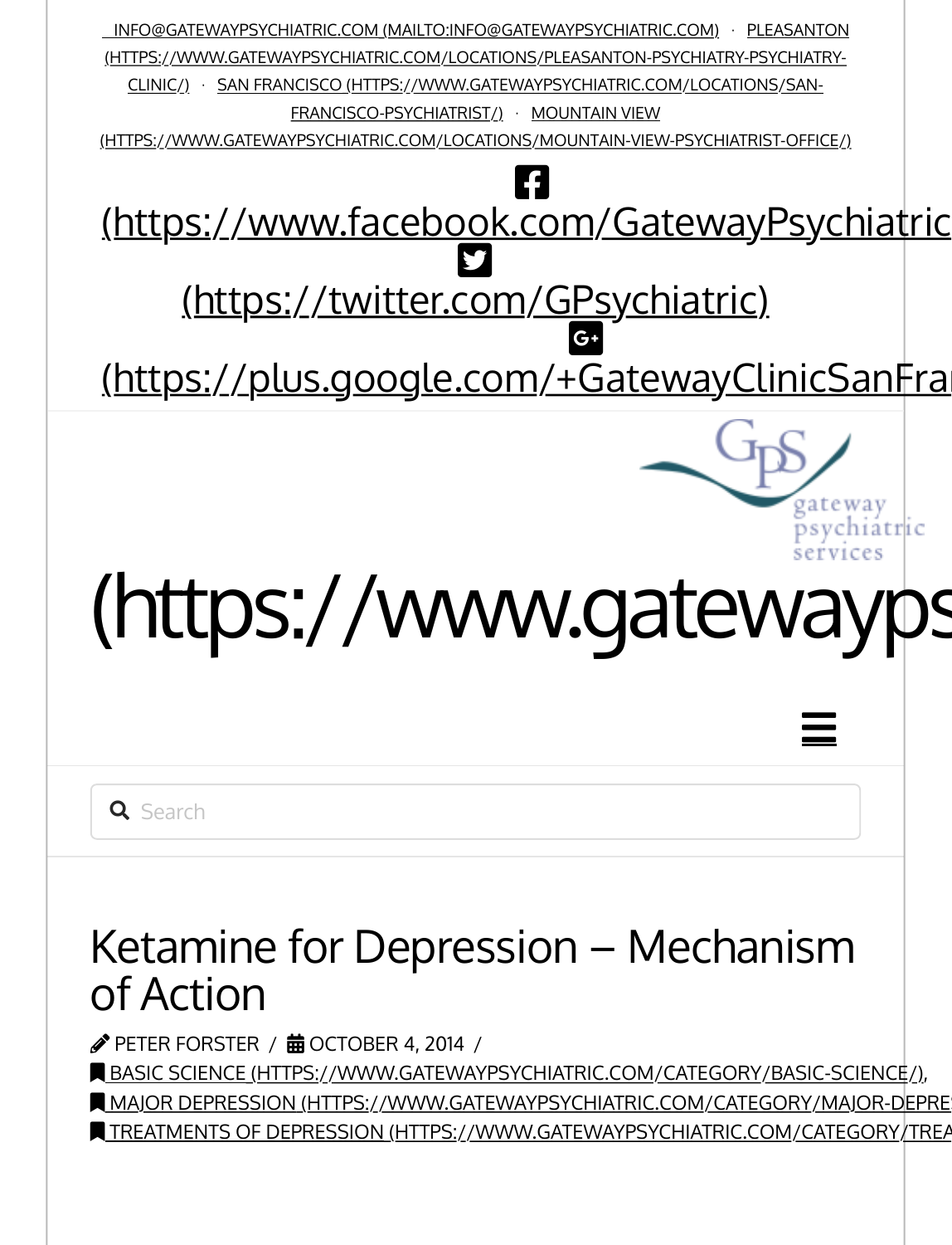INFO@GATEWAYPSYCHIATRIC.COM (MAILTO:INFO@GATEWAYPSYCHIATRIC.COM) · PLEASANTON (HTTPS://WWW.GATEWAYPSYCHIATRIC.COM/LOCATIONS/PLEASANTON-PSYCHIATRY-PSYCHIATRY-CLINIC/) · SAN FRANCISCO (HTTPS://WWW.GATEWAYPSYCHIATRIC.COM/LOCATIONS/SAN-FRANCISCO-PSYCHIATRIST/) · MOUNTAIN VIEW (HTTPS://WWW.GATEWAYPSYCHIATRIC.COM/LOCATIONS/MOUNTAIN-VIEW-PSYCHIATRIST-OFFICE/)

(https://www.facebook.com/GatewayPsychiatric

(https://twitter.com/GPsychiatric)

(https://plus.google.com/+GatewayClinicSanFra

GPS gateway psychiatric services

(https://www.gatewayps

Search

# Ketamine for Depression – Mechanism of Action

PETER FORSTER / OCTOBER 4, 2014 /

BASIC SCIENCE (HTTPS://WWW.GATEWAYPSYCHIATRIC.COM/CATEGORY/BASIC-SCIENCE/),
MAJOR DEPRESSION (HTTPS://WWW.GATEWAYPSYCHIATRIC.COM/CATEGORY/MAJOR-DEPRE
TREATMENTS OF DEPRESSION (HTTPS://WWW.GATEWAYPSYCHIATRIC.COM/CATEGORY/TREA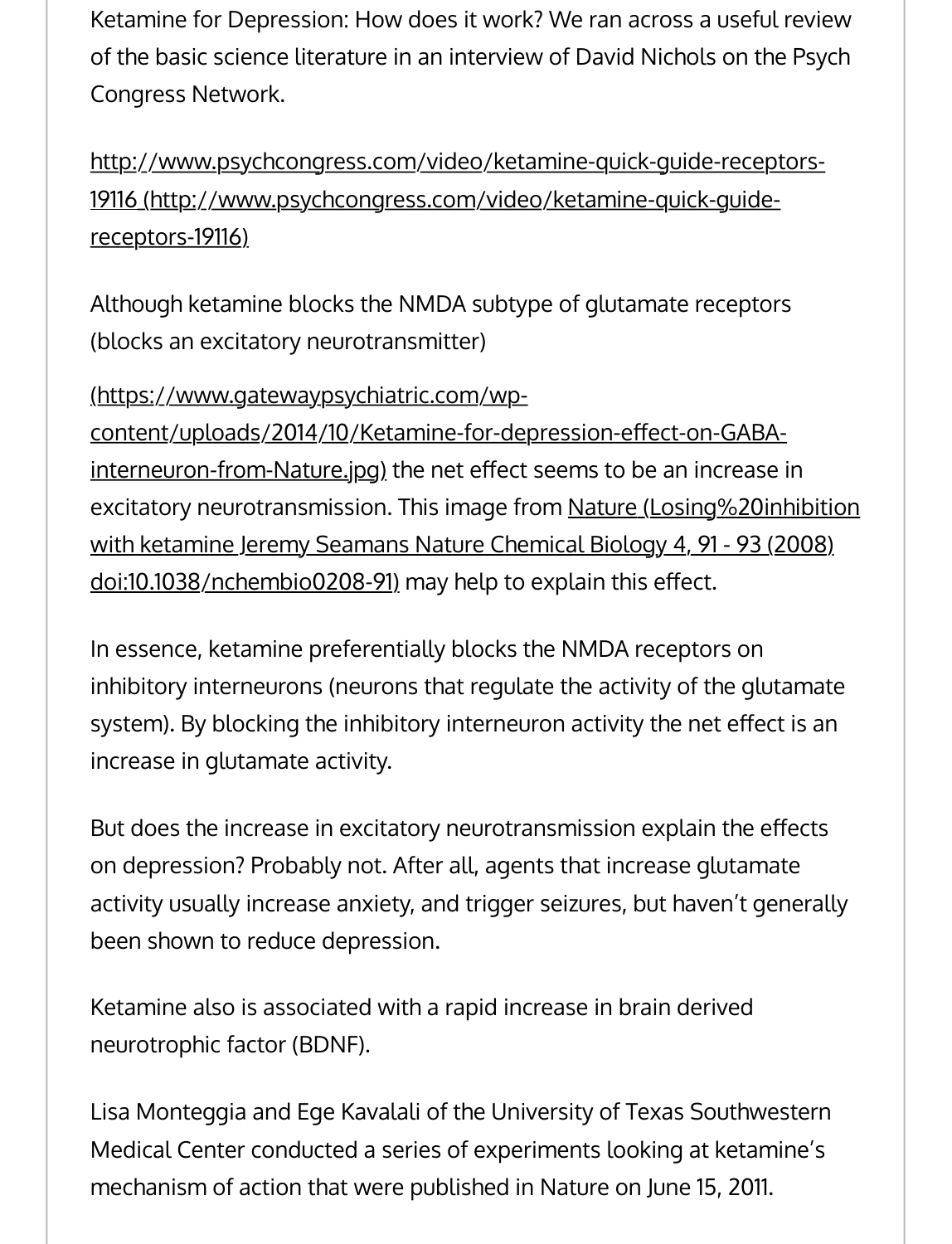Ketamine for Depression: How does it work? We ran across a useful review of the basic science literature in an interview of David Nichols on the Psych Congress Network.

http://www.psychcongress.com/video/ketamine-quick-guide-receptors-19116 (http://www.psychcongress.com/video/ketamine-quick-guide-receptors-19116)

Although ketamine blocks the NMDA subtype of glutamate receptors (blocks an excitatory neurotransmitter)

(https://www.gatewaypsychiatric.com/wp-content/uploads/2014/10/Ketamine-for-depression-effect-on-GABA-interneuron-from-Nature.jpg) the net effect seems to be an increase in excitatory neurotransmission. This image from Nature (Losing%20inhibition with ketamine Jeremy Seamans Nature Chemical Biology 4, 91 - 93 (2008) doi:10.1038/nchembio0208-91) may help to explain this effect.

In essence, ketamine preferentially blocks the NMDA receptors on inhibitory interneurons (neurons that regulate the activity of the glutamate system). By blocking the inhibitory interneuron activity the net effect is an increase in glutamate activity.

But does the increase in excitatory neurotransmission explain the effects on depression? Probably not. After all, agents that increase glutamate activity usually increase anxiety, and trigger seizures, but haven't generally been shown to reduce depression.

Ketamine also is associated with a rapid increase in brain derived neurotrophic factor (BDNF).

Lisa Monteggia and Ege Kavalali of the University of Texas Southwestern Medical Center conducted a series of experiments looking at ketamine's mechanism of action that were published in Nature on June 15, 2011.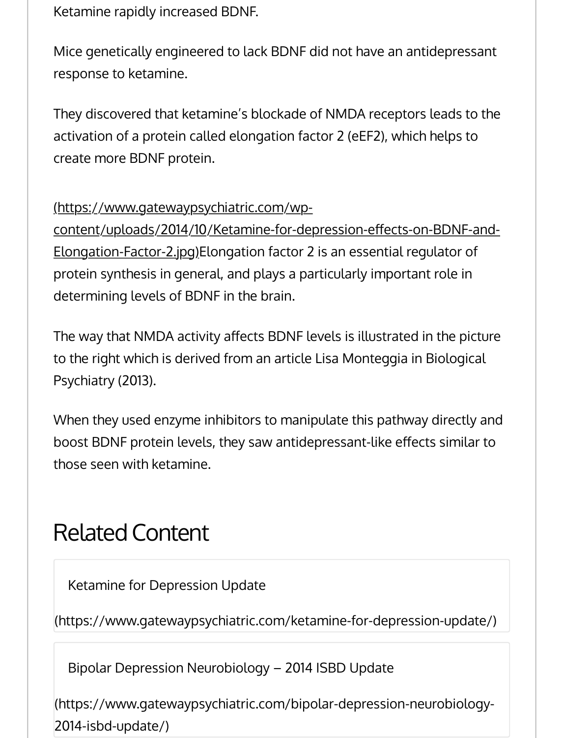Ketamine rapidly increased BDNF.

Mice genetically engineered to lack BDNF did not have an antidepressant response to ketamine.

They discovered that ketamine's blockade of NMDA receptors leads to the activation of a protein called elongation factor 2 (eEF2), which helps to create more BDNF protein.

(https://www.gatewaypsychiatric.com/wp-content/uploads/2014/10/Ketamine-for-depression-effects-on-BDNF-and-Elongation-Factor-2.jpg)Elongation factor 2 is an essential regulator of protein synthesis in general, and plays a particularly important role in determining levels of BDNF in the brain.

The way that NMDA activity affects BDNF levels is illustrated in the picture to the right which is derived from an article Lisa Monteggia in Biological Psychiatry (2013).

When they used enzyme inhibitors to manipulate this pathway directly and boost BDNF protein levels, they saw antidepressant-like effects similar to those seen with ketamine.

## Related Content

Ketamine for Depression Update

(https://www.gatewaypsychiatric.com/ketamine-for-depression-update/)

Bipolar Depression Neurobiology – 2014 ISBD Update

(https://www.gatewaypsychiatric.com/bipolar-depression-neurobiology-2014-isbd-update/)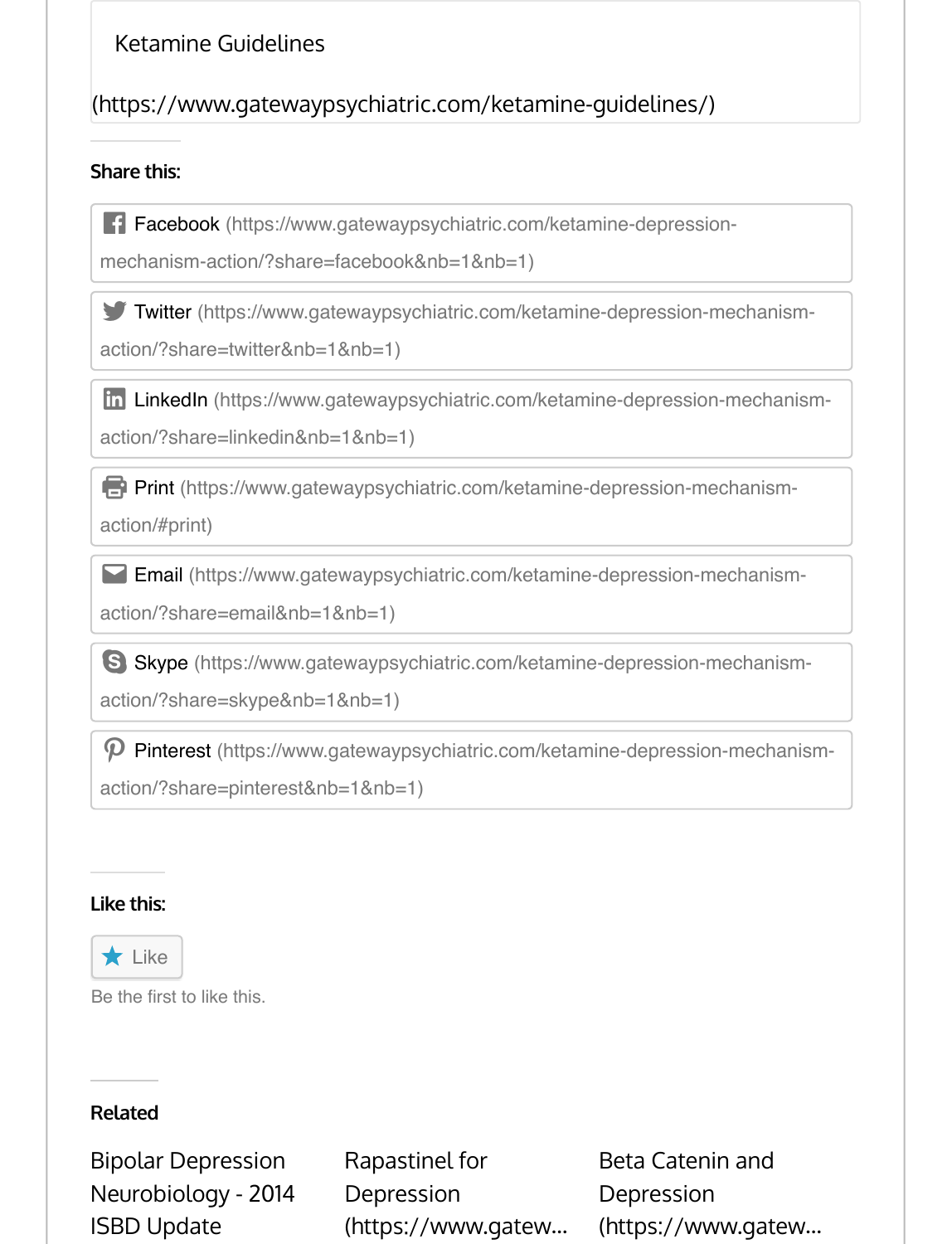Ketamine Guidelines

(https://www.gatewaypsychiatric.com/ketamine-guidelines/)

**Share this:**

- Facebook (https://www.gatewaypsychiatric.com/ketamine-depression-mechanism-action/?share=facebook&nb=1&nb=1)
- Twitter (https://www.gatewaypsychiatric.com/ketamine-depression-mechanism-action/?share=twitter&nb=1&nb=1)
- LinkedIn (https://www.gatewaypsychiatric.com/ketamine-depression-mechanism-action/?share=linkedin&nb=1&nb=1)
- Print (https://www.gatewaypsychiatric.com/ketamine-depression-mechanism-action/#print)
- Email (https://www.gatewaypsychiatric.com/ketamine-depression-mechanism-action/?share=email&nb=1&nb=1)
- Skype (https://www.gatewaypsychiatric.com/ketamine-depression-mechanism-action/?share=skype&nb=1&nb=1)
- Pinterest (https://www.gatewaypsychiatric.com/ketamine-depression-mechanism-action/?share=pinterest&nb=1&nb=1)

**Like this:**

Like

Be the first to like this.

**Related**

Bipolar Depression Neurobiology - 2014 ISBD Update

Rapastinel for Depression (https://www.gatew...

Beta Catenin and Depression (https://www.gatew...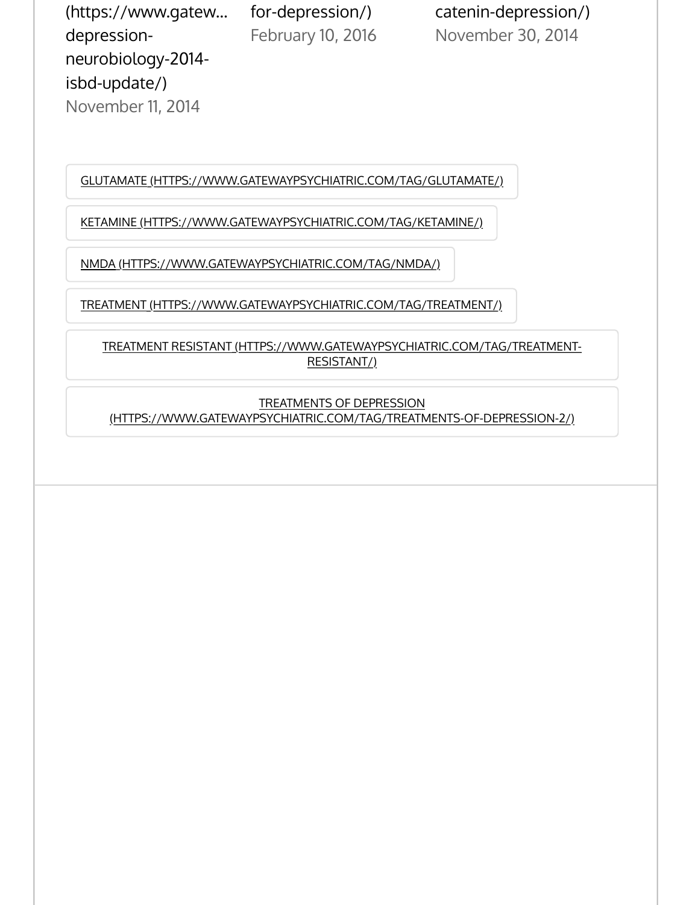(https://www.gatew... depression-neurobiology-2014-isbd-update/)
November 11, 2014

for-depression/)
February 10, 2016

catenin-depression/)
November 30, 2014

GLUTAMATE (HTTPS://WWW.GATEWAYPSYCHIATRIC.COM/TAG/GLUTAMATE/)

KETAMINE (HTTPS://WWW.GATEWAYPSYCHIATRIC.COM/TAG/KETAMINE/)

NMDA (HTTPS://WWW.GATEWAYPSYCHIATRIC.COM/TAG/NMDA/)

TREATMENT (HTTPS://WWW.GATEWAYPSYCHIATRIC.COM/TAG/TREATMENT/)

TREATMENT RESISTANT (HTTPS://WWW.GATEWAYPSYCHIATRIC.COM/TAG/TREATMENT-RESISTANT/)

TREATMENTS OF DEPRESSION (HTTPS://WWW.GATEWAYPSYCHIATRIC.COM/TAG/TREATMENTS-OF-DEPRESSION-2/)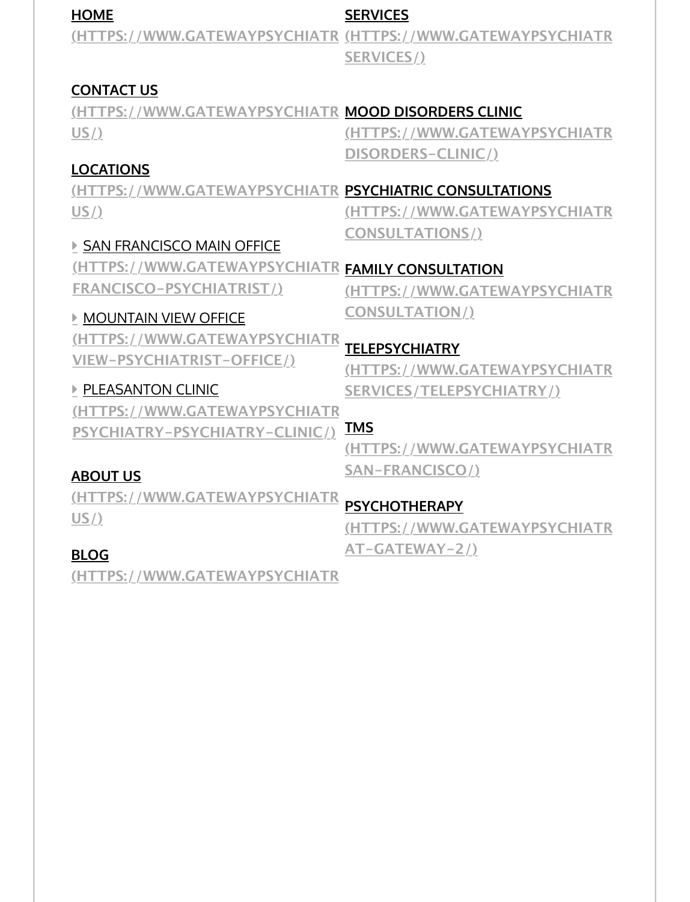**HOME**
(HTTPS://WWW.GATEWAYPSYCHIATR

**CONTACT US**
(HTTPS://WWW.GATEWAYPSYCHIATR
US/)

**LOCATIONS**
(HTTPS://WWW.GATEWAYPSYCHIATR
US/)

- SAN FRANCISCO MAIN OFFICE (HTTPS://WWW.GATEWAYPSYCHIATR FRANCISCO-PSYCHIATRIST/)
- MOUNTAIN VIEW OFFICE (HTTPS://WWW.GATEWAYPSYCHIATR VIEW-PSYCHIATRIST-OFFICE/)
- PLEASANTON CLINIC (HTTPS://WWW.GATEWAYPSYCHIATR PSYCHIATRY-PSYCHIATRY-CLINIC/)

**ABOUT US**
(HTTPS://WWW.GATEWAYPSYCHIATR
US/)

**BLOG**
(HTTPS://WWW.GATEWAYPSYCHIATR

**SERVICES**
(HTTPS://WWW.GATEWAYPSYCHIATR
SERVICES/)

**MOOD DISORDERS CLINIC**
(HTTPS://WWW.GATEWAYPSYCHIATR
DISORDERS-CLINIC/)

**PSYCHIATRIC CONSULTATIONS**
(HTTPS://WWW.GATEWAYPSYCHIATR
CONSULTATIONS/)

**FAMILY CONSULTATION**
(HTTPS://WWW.GATEWAYPSYCHIATR
CONSULTATION/)

**TELEPSYCHIATRY**
(HTTPS://WWW.GATEWAYPSYCHIATR
SERVICES/TELEPSYCHIATRY/)

**TMS**
(HTTPS://WWW.GATEWAYPSYCHIATR
SAN-FRANCISCO/)

**PSYCHOTHERAPY**
(HTTPS://WWW.GATEWAYPSYCHIATR
AT-GATEWAY-2/)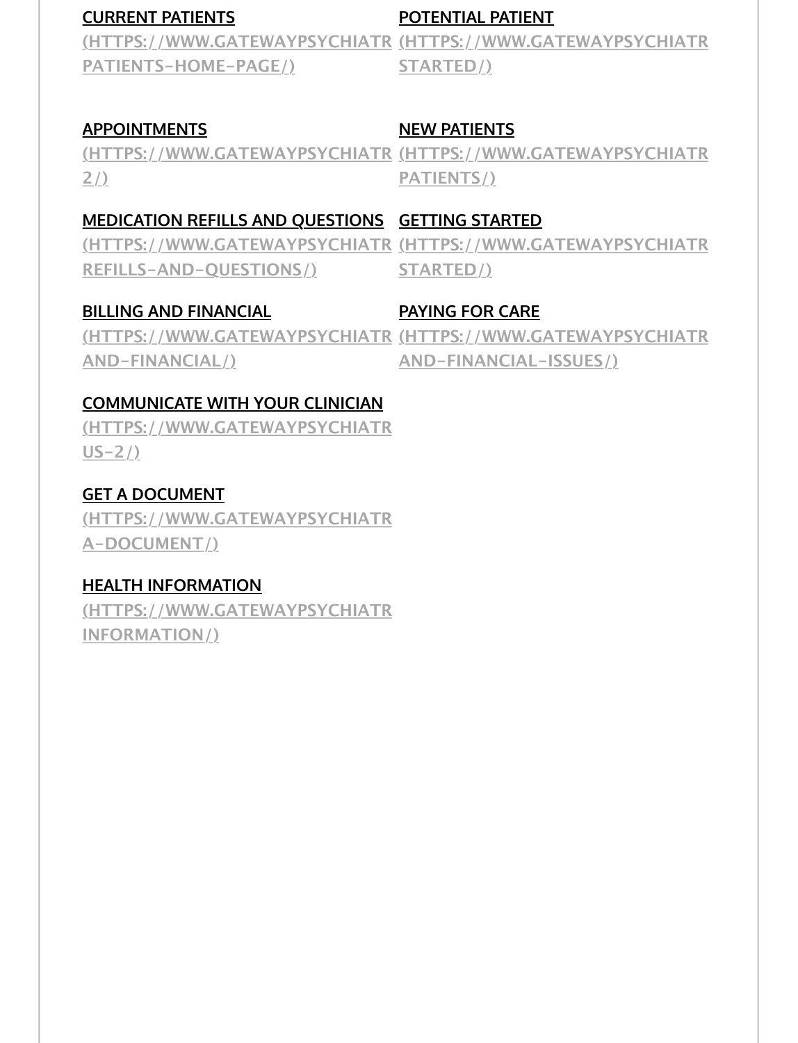CURRENT PATIENTS
(HTTPS://WWW.GATEWAYPSYCHIATR
PATIENTS-HOME-PAGE/)

APPOINTMENTS
(HTTPS://WWW.GATEWAYPSYCHIATR
2/)

MEDICATION REFILLS AND QUESTIONS
(HTTPS://WWW.GATEWAYPSYCHIATR
REFILLS-AND-QUESTIONS/)

BILLING AND FINANCIAL
(HTTPS://WWW.GATEWAYPSYCHIATR
AND-FINANCIAL/)

COMMUNICATE WITH YOUR CLINICIAN
(HTTPS://WWW.GATEWAYPSYCHIATR
US-2/)

GET A DOCUMENT
(HTTPS://WWW.GATEWAYPSYCHIATR
A-DOCUMENT/)

HEALTH INFORMATION
(HTTPS://WWW.GATEWAYPSYCHIATR
INFORMATION/)

POTENTIAL PATIENT
(HTTPS://WWW.GATEWAYPSYCHIATR
STARTED/)

NEW PATIENTS
(HTTPS://WWW.GATEWAYPSYCHIATR
PATIENTS/)

GETTING STARTED
(HTTPS://WWW.GATEWAYPSYCHIATR
STARTED/)

PAYING FOR CARE
(HTTPS://WWW.GATEWAYPSYCHIATR
AND-FINANCIAL-ISSUES/)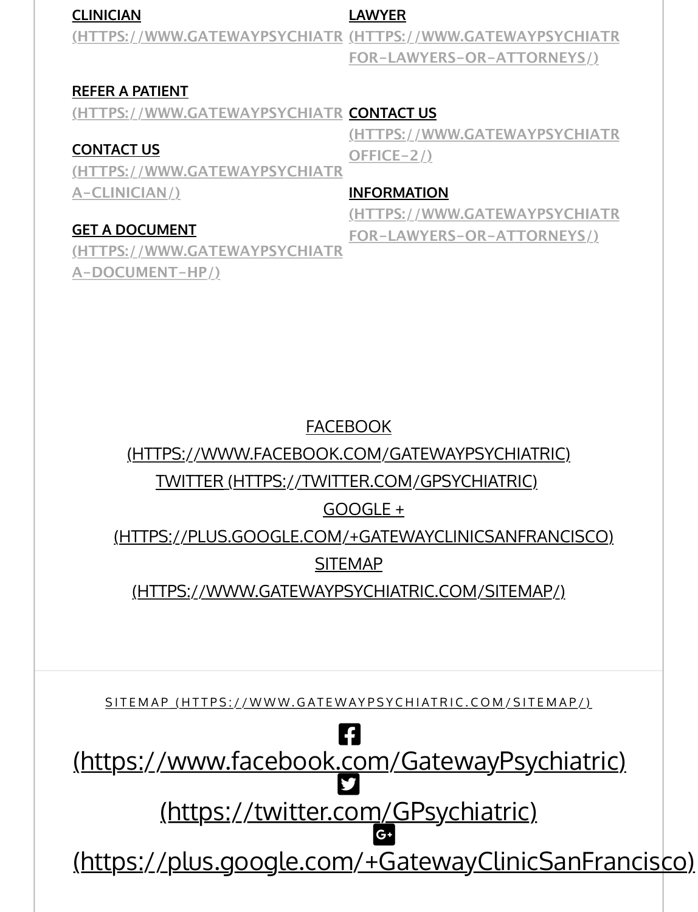**CLINICIAN**
(HTTPS://WWW.GATEWAYPSYCHIATR

**REFER A PATIENT**
(HTTPS://WWW.GATEWAYPSYCHIATR

**CONTACT US**
(HTTPS://WWW.GATEWAYPSYCHIATR
A-CLINICIAN/)

**GET A DOCUMENT**
(HTTPS://WWW.GATEWAYPSYCHIATR
A-DOCUMENT-HP/)

**LAWYER**
(HTTPS://WWW.GATEWAYPSYCHIATR
FOR-LAWYERS-OR-ATTORNEYS/)

**CONTACT US**
(HTTPS://WWW.GATEWAYPSYCHIATR
OFFICE-2/)

**INFORMATION**
(HTTPS://WWW.GATEWAYPSYCHIATR
FOR-LAWYERS-OR-ATTORNEYS/)

FACEBOOK (HTTPS://WWW.FACEBOOK.COM/GATEWAYPSYCHIATRIC)
TWITTER (HTTPS://TWITTER.COM/GPSYCHIATRIC)
GOOGLE + (HTTPS://PLUS.GOOGLE.COM/+GATEWAYCLINICSANFRANCISCO)
SITEMAP (HTTPS://WWW.GATEWAYPSYCHIATRIC.COM/SITEMAP/)

SITEMAP (HTTPS://WWW.GATEWAYPSYCHIATRIC.COM/SITEMAP/)

(https://www.facebook.com/GatewayPsychiatric)
(https://twitter.com/GPsychiatric)
(https://plus.google.com/+GatewayClinicSanFrancisco)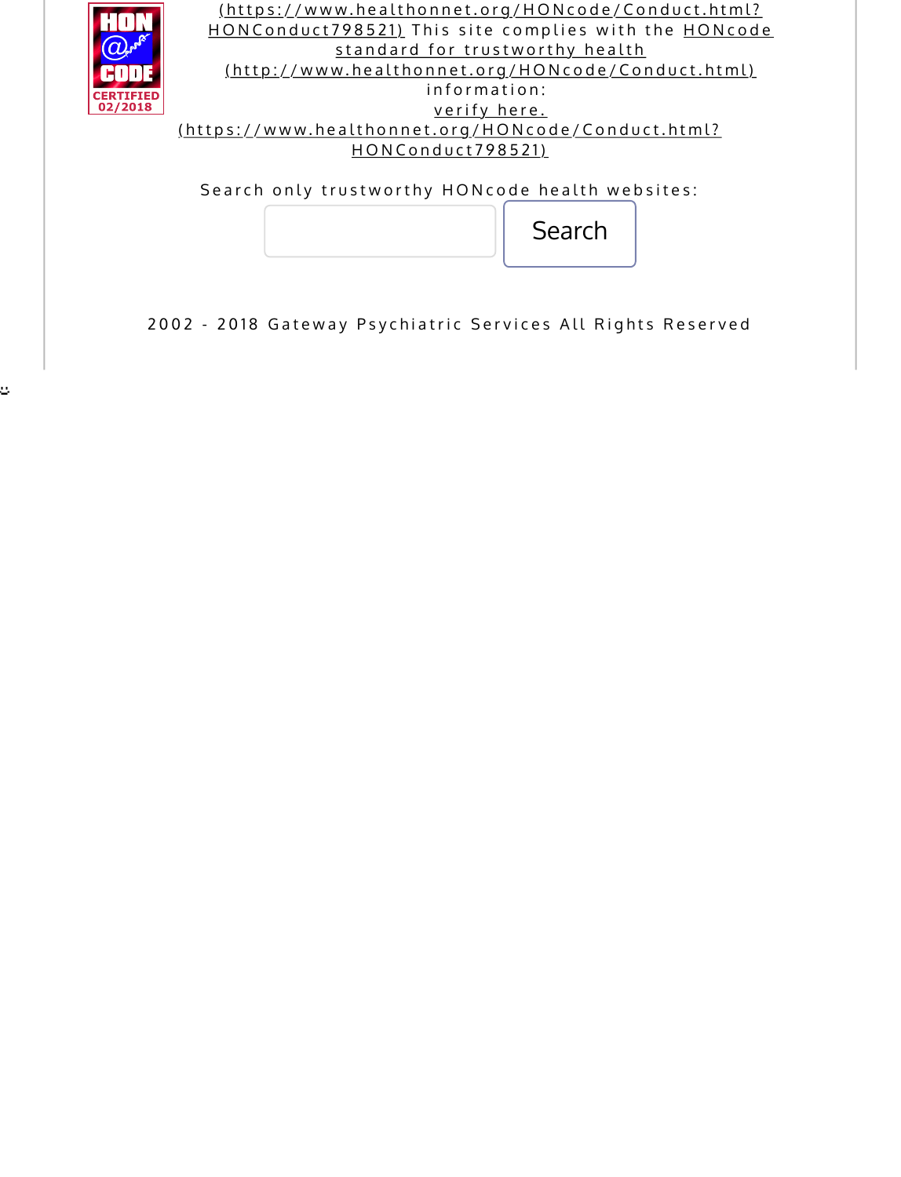(https://www.healthonnet.org/HONcode/Conduct.html?HONConduct798521) This site complies with the HONcode standard for trustworthy health (http://www.healthonnet.org/HONcode/Conduct.html) information: verify here. (https://www.healthonnet.org/HONcode/Conduct.html?HONConduct798521)

Search only trustworthy HONcode health websites:

Search

2002 - 2018 Gateway Psychiatric Services All Rights Reserved